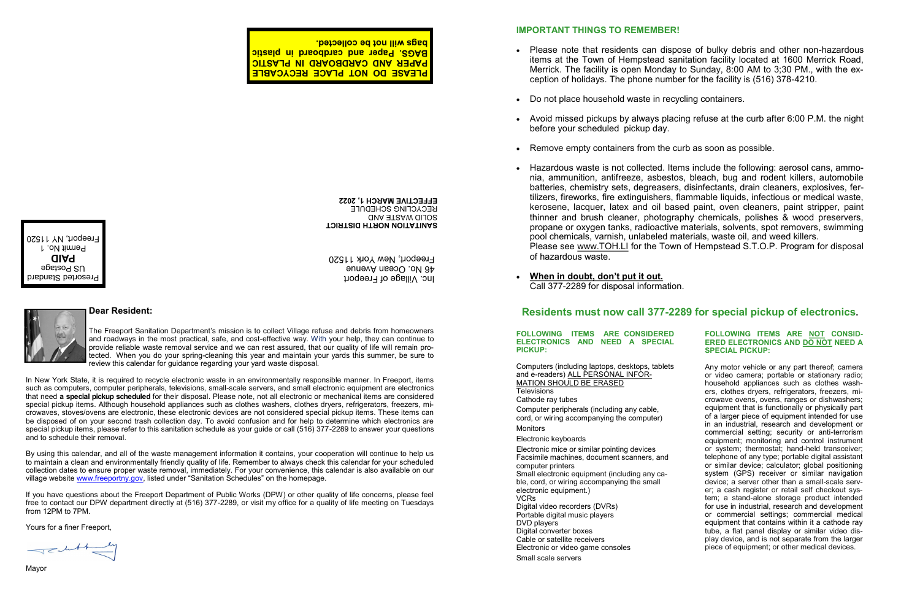**PLEASE DO NOT PLACE RECYCABLE PAPER AND CARDBOARD IN PLASTIC BAGS. Paper and cardboard in plastic bags will not be collected.**

**SANITATION NORTH DISTRICT**
SOLID WASTE AND
RECYCLING SCHEDULE
**EFFECTIVE MARCH 1, 2022**

Inc. Village of Freeport
46 No. Ocean Avenue
Freeport, New York 11520

Presorted Standard
US Postage
**PAID**
Permit No. 1
Freeport, NY 11520

## Dear Resident:

The Freeport Sanitation Department's mission is to collect Village refuse and debris from homeowners and roadways in the most practical, safe, and cost-effective way. With your help, they can continue to provide reliable waste removal service and we can rest assured, that our quality of life will remain protected. When you do your spring-cleaning this year and maintain your yards this summer, be sure to review this calendar for guidance regarding your yard waste disposal.

In New York State, it is required to recycle electronic waste in an environmentally responsible manner. In Freeport, items such as computers, computer peripherals, televisions, small-scale servers, and small electronic equipment are electronics that need **a special pickup scheduled** for their disposal. Please note, not all electronic or mechanical items are considered special pickup items. Although household appliances such as clothes washers, clothes dryers, refrigerators, freezers, microwaves, stoves/ovens are electronic, these electronic devices are not considered special pickup items. These items can be disposed of on your second trash collection day. To avoid confusion and for help to determine which electronics are special pickup items, please refer to this sanitation schedule as your guide or call (516) 377-2289 to answer your questions and to schedule their removal.

By using this calendar, and all of the waste management information it contains, your cooperation will continue to help us to maintain a clean and environmentally friendly quality of life. Remember to always check this calendar for your scheduled collection dates to ensure proper waste removal, immediately. For your convenience, this calendar is also available on our village website www.freeportny.gov, listed under "Sanitation Schedules" on the homepage.

If you have questions about the Freeport Department of Public Works (DPW) or other quality of life concerns, please feel free to contact our DPW department directly at (516) 377-2289, or visit my office for a quality of life meeting on Tuesdays from 12PM to 7PM.

Yours for a finer Freeport,

Mayor

## IMPORTANT THINGS TO REMEMBER!

- Please note that residents can dispose of bulky debris and other non-hazardous items at the Town of Hempstead sanitation facility located at 1600 Merrick Road, Merrick. The facility is open Monday to Sunday, 8:00 AM to 3;30 PM., with the exception of holidays. The phone number for the facility is (516) 378-4210.
- Do not place household waste in recycling containers.
- Avoid missed pickups by always placing refuse at the curb after 6:00 P.M. the night before your scheduled pickup day.
- Remove empty containers from the curb as soon as possible.
- Hazardous waste is not collected. Items include the following: aerosol cans, ammonia, ammunition, antifreeze, asbestos, bleach, bug and rodent killers, automobile batteries, chemistry sets, degreasers, disinfectants, drain cleaners, explosives, fertilizers, fireworks, fire extinguishers, flammable liquids, infectious or medical waste, kerosene, lacquer, latex and oil based paint, oven cleaners, paint stripper, paint thinner and brush cleaner, photography chemicals, polishes & wood preservers, propane or oxygen tanks, radioactive materials, solvents, spot removers, swimming pool chemicals, varnish, unlabeled materials, waste oil, and weed killers.
  Please see www.TOH.LI for the Town of Hempstead S.T.O.P. Program for disposal of hazardous waste.
- **When in doubt, don't put it out.**
  Call 377-2289 for disposal information.

## Residents must now call 377-2289 for special pickup of electronics.

**FOLLOWING ITEMS ARE CONSIDERED ELECTRONICS AND NEED A SPECIAL PICKUP:**

Computers (including laptops, desktops, tablets and e-readers) ALL PERSONAL INFORMATION SHOULD BE ERASED
Televisions
Cathode ray tubes
Computer peripherals (including any cable, cord, or wiring accompanying the computer)
Monitors
Electronic keyboards
Electronic mice or similar pointing devices
Facsimile machines, document scanners, and computer printers
Small electronic equipment (including any cable, cord, or wiring accompanying the small electronic equipment.)
VCRs
Digital video recorders (DVRs)
Portable digital music players
DVD players
Digital converter boxes
Cable or satellite receivers
Electronic or video game consoles
Small scale servers

**FOLLOWING ITEMS ARE NOT CONSIDERED ELECTRONICS AND DO NOT NEED A SPECIAL PICKUP:**

Any motor vehicle or any part thereof; camera or video camera; portable or stationary radio; household appliances such as clothes washers, clothes dryers, refrigerators, freezers, microwave ovens, ovens, ranges or dishwashers; equipment that is functionally or physically part of a larger piece of equipment intended for use in an industrial, research and development or commercial setting; security or anti-terrorism equipment; monitoring and control instrument or system; thermostat; hand-held transceiver; telephone of any type; portable digital assistant or similar device; calculator; global positioning system (GPS) receiver or similar navigation device; a server other than a small-scale server; a cash register or retail self checkout system; a stand-alone storage product intended for use in industrial, research and development or commercial settings; commercial medical equipment that contains within it a cathode ray tube, a flat panel display or similar video display device, and is not separate from the larger piece of equipment; or other medical devices.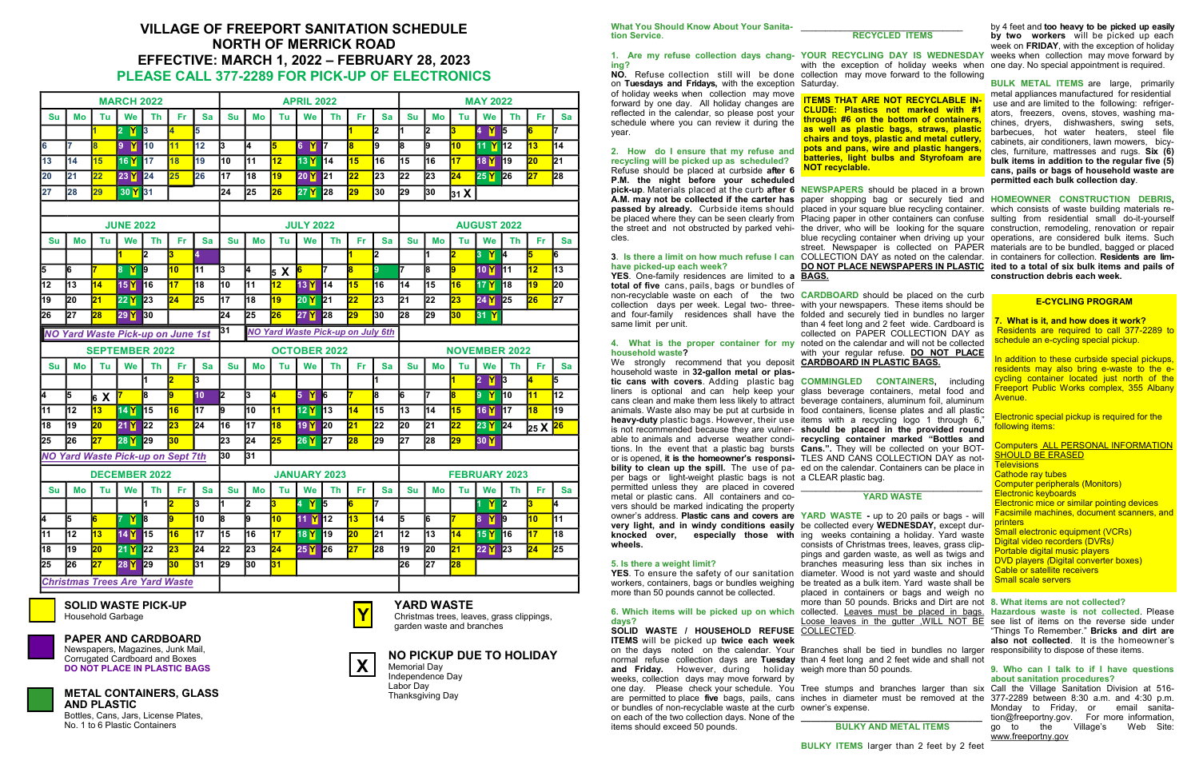# VILLAGE OF FREEPORT SANITATION SCHEDULE
## NORTH OF MERRICK ROAD
## EFFECTIVE: MARCH 1, 2022 – FEBRUARY 28, 2023
## PLEASE CALL 377-2289 FOR PICK-UP OF ELECTRONICS

### MARCH 2022

| Su | Mo | Tu | We | Th | Fr | Sa |
|---|---|---|---|---|---|---|
| | | 1 | 2 Y | 3 | 4 | 5 |
| 6 | 7 | 8 | 9 Y | 10 | 11 | 12 |
| 13 | 14 | 15 | 16 Y | 17 | 18 | 19 |
| 20 | 21 | 22 | 23 Y | 24 | 25 | 26 |
| 27 | 28 | 29 | 30 Y | 31 | | |

### APRIL 2022

| Su | Mo | Tu | We | Th | Fr | Sa |
|---|---|---|---|---|---|---|
| | | | | | 1 | 2 |
| 3 | 4 | 5 | 6 Y | 7 | 8 | 9 |
| 10 | 11 | 12 | 13 Y | 14 | 15 | 16 |
| 17 | 18 | 19 | 20 Y | 21 | 22 | 23 |
| 24 | 25 | 26 | 27 Y | 28 | 29 | 30 |

### MAY 2022

| Su | Mo | Tu | We | Th | Fr | Sa |
|---|---|---|---|---|---|---|
| 1 | 2 | 3 | 4 Y | 5 | 6 | 7 |
| 8 | 9 | 10 | 11 Y | 12 | 13 | 14 |
| 15 | 16 | 17 | 18 Y | 19 | 20 | 21 |
| 22 | 23 | 24 | 25 Y | 26 | 27 | 28 |
| 29 | 30 | 31 X | | | | |

### JUNE 2022

| Su | Mo | Tu | We | Th | Fr | Sa |
|---|---|---|---|---|---|---|
| | | | 1 | 2 | 3 | 4 |
| 5 | 6 | 7 | 8 Y | 9 | 10 | 11 |
| 12 | 13 | 14 | 15 Y | 16 | 17 | 18 |
| 19 | 20 | 21 | 22 Y | 23 | 24 | 25 |
| 26 | 27 | 28 | 29 Y | 30 | | |

*NO Yard Waste Pick-up on June 1st*

### JULY 2022

| Su | Mo | Tu | We | Th | Fr | Sa |
|---|---|---|---|---|---|---|
| | | | | | 1 | 2 |
| 3 | 4 | 5 X | 6 | 7 | 8 | 9 |
| 10 | 11 | 12 | 13 Y | 14 | 15 | 16 |
| 17 | 18 | 19 | 20 Y | 21 | 22 | 23 |
| 24 | 25 | 26 | 27 Y | 28 | 29 | 30 |
| 31 | | | | | | |

*NO Yard Waste Pick-up on July 6th*

### AUGUST 2022

| Su | Mo | Tu | We | Th | Fr | Sa |
|---|---|---|---|---|---|---|
| | 1 | 2 | 3 Y | 4 | 5 | 6 |
| 7 | 8 | 9 | 10 Y | 11 | 12 | 13 |
| 14 | 15 | 16 | 17 Y | 18 | 19 | 20 |
| 21 | 22 | 23 | 24 Y | 25 | 26 | 27 |
| 28 | 29 | 30 | 31 Y | | | |

### SEPTEMBER 2022

| Su | Mo | Tu | We | Th | Fr | Sa |
|---|---|---|---|---|---|---|
| | | | | 1 | 2 | 3 |
| 4 | 5 | 6 X | 7 | 8 | 9 | 10 |
| 11 | 12 | 13 | 14 Y | 15 | 16 | 17 |
| 18 | 19 | 20 | 21 Y | 22 | 23 | 24 |
| 25 | 26 | 27 | 28 Y | 29 | 30 | |

*NO Yard Waste Pick-up on Sept 7th*

### OCTOBER 2022

| Su | Mo | Tu | We | Th | Fr | Sa |
|---|---|---|---|---|---|---|
| | | | | | | 1 |
| 2 | 3 | 4 | 5 Y | 6 | 7 | 8 |
| 9 | 10 | 11 | 12 Y | 13 | 14 | 15 |
| 16 | 17 | 18 | 19 Y | 20 | 21 | 22 |
| 23 | 24 | 25 | 26 Y | 27 | 28 | 29 |
| 30 | 31 | | | | | |

### NOVEMBER 2022

| Su | Mo | Tu | We | Th | Fr | Sa |
|---|---|---|---|---|---|---|
| | | 1 | 2 Y | 3 | 4 | 5 |
| 6 | 7 | 8 | 9 Y | 10 | 11 | 12 |
| 13 | 14 | 15 | 16 Y | 17 | 18 | 19 |
| 20 | 21 | 22 | 23 Y | 24 | 25 X | 26 |
| 27 | 28 | 29 | 30 Y | | | |

### DECEMBER 2022

| Su | Mo | Tu | We | Th | Fr | Sa |
|---|---|---|---|---|---|---|
| | | | | 1 | 2 | 3 |
| 4 | 5 | 6 | 7 Y | 8 | 9 | 10 |
| 11 | 12 | 13 | 14 Y | 15 | 16 | 17 |
| 18 | 19 | 20 | 21 Y | 22 | 23 | 24 |
| 25 | 26 | 27 | 28 Y | 29 | 30 | 31 |

*Christmas Trees Are Yard Waste*

### JANUARY 2023

| Su | Mo | Tu | We | Th | Fr | Sa |
|---|---|---|---|---|---|---|
| 1 | 2 | 3 | 4 Y | 5 | 6 | 7 |
| 8 | 9 | 10 | 11 Y | 12 | 13 | 14 |
| 15 | 16 | 17 | 18 Y | 19 | 20 | 21 |
| 22 | 23 | 24 | 25 Y | 26 | 27 | 28 |
| 29 | 30 | 31 | | | | |

### FEBRUARY 2023

| Su | Mo | Tu | We | Th | Fr | Sa |
|---|---|---|---|---|---|---|
| | | | 1 Y | 2 | 3 | 4 |
| 5 | 6 | 7 | 8 Y | 9 | 10 | 11 |
| 12 | 13 | 14 | 15 Y | 16 | 17 | 18 |
| 19 | 20 | 21 | 22 Y | 23 | 24 | 25 |
| 26 | 27 | 28 | | | | |

**SOLID WASTE PICK-UP**
Household Garbage

**PAPER AND CARDBOARD**
Newspapers, Magazines, Junk Mail, Corrugated Cardboard and Boxes
**DO NOT PLACE IN PLASTIC BAGS**

**METAL CONTAINERS, GLASS AND PLASTIC**
Bottles, Cans, Jars, License Plates, No. 1 to 6 Plastic Containers

**Y — YARD WASTE**
Christmas trees, leaves, grass clippings, garden waste and branches

**X — NO PICKUP DUE TO HOLIDAY**
Memorial Day
Independence Day
Labor Day
Thanksgiving Day

## What You Should Know About Your Sanitation Service.

**1. Are my refuse collection days changing?**
**NO.** Refuse collection still will be done on **Tuesdays and Fridays,** with the exception of holiday weeks when collection may move forward by one day. All holiday changes are reflected in the calendar, so please post your schedule where you can review it during the year.

**2. How do I ensure that my refuse and recycling will be picked up as scheduled?**
Refuse should be placed at curbside **after 6 P.M. the night before your scheduled pick-up.** Materials placed at the curb **after 6 A.M. may not be collected if the carter has passed by already.** Curbside items should be placed where they can be seen clearly from the street and not obstructed by parked vehicles.

**3. Is there a limit on how much refuse I can have picked-up each week?**
**YES**. One-family residences are limited to **a total of five** cans, pails, bags or bundles of non-recyclable waste on each of the two collection days per week. Legal two- three- and four-family residences shall have the same limit per unit.

**4. What is the proper container for my household waste?**
We strongly recommend that you deposit household waste in **32-gallon metal or plastic cans with covers**. Adding plastic bag liners is optional and can help keep your cans clean and make them less likely to attract animals. Waste also may be put at curbside in **heavy-duty** plastic bags. However, their use is not recommended because they are vulnerable to animals and adverse weather conditions. In the event that a plastic bag bursts or is opened, **it is the homeowner's responsibility to clean up the spill.** The use of paper bags or light-weight plastic bags is not permitted unless they are placed in covered metal or plastic cans. All containers and covers should be marked indicating the property owner's address. **Plastic cans and covers are very light, and in windy conditions easily knocked over, especially those with wheels.**

**5. Is there a weight limit?**
**YES**. To ensure the safety of our sanitation workers, containers, bags or bundles weighing more than 50 pounds cannot be collected.

**6. Which items will be picked up on which days?**
**SOLID WASTE / HOUSEHOLD REFUSE ITEMS** will be picked up **twice each week** on the days noted on the calendar. Your normal refuse collection days are **Tuesday and Friday.** However, during holiday weeks, collection days may move forward by one day. Please check your schedule. You are permitted to place **five** bags, pails, cans or bundles of non-recyclable waste at the curb on each of the two collection days. None of the items should exceed 50 pounds.

## RECYCLED ITEMS

**YOUR RECYCLING DAY IS WEDNESDAY** with the exception of holiday weeks when collection may move forward to the following Saturday.

**ITEMS THAT ARE NOT RECYCLABLE INCLUDE: Plastics not marked with #1 through #6 on the bottom of containers, as well as plastic bags, straws, plastic chairs and toys, plastic and metal cutlery, pots and pans, wire and plastic hangers, batteries, light bulbs and Styrofoam are NOT recyclable.**

**NEWSPAPERS** should be placed in a brown paper shopping bag or securely tied and placed in your square blue recycling container. Placing paper in other containers can confuse the driver, who will be looking for the square blue recycling container when driving up your street. Newspaper is collected on PAPER COLLECTION DAY as noted on the calendar. **DO NOT PLACE NEWSPAPERS IN PLASTIC BAGS.**

**CARDBOARD** should be placed on the curb with your newspapers. These items should be folded and securely tied in bundles no larger than 4 feet long and 2 feet wide. Cardboard is collected on PAPER COLLECTION DAY as noted on the calendar and will not be collected with your regular refuse. **DO NOT PLACE CARDBOARD IN PLASTIC BAGS.**

**COMMINGLED CONTAINERS,** including glass beverage containers, metal food and beverage containers, aluminum foil, aluminum food containers, license plates and all plastic items with a recycling logo 1 through 6," **should be placed in the provided round recycling container marked "Bottles and Cans.".** They will be collected on your BOTTLES AND CANS COLLECTION DAY as noted on the calendar. Containers can be place in a CLEAR plastic bag.

## YARD WASTE

**YARD WASTE -** up to 20 pails or bags - will be collected every **WEDNESDAY,** except during weeks containing a holiday. Yard waste consists of Christmas trees, leaves, grass clippings and garden waste, as well as twigs and branches measuring less than six inches in diameter. Wood is not yard waste and should be treated as a bulk item. Yard waste shall be placed in containers or bags and weigh no more than 50 pounds. Bricks and Dirt are not collected. Leaves must be placed in bags. Loose leaves in the gutter ,WILL NOT BE COLLECTED.

Branches shall be tied in bundles no larger than 4 feet long and 2 feet wide and shall not weigh more than 50 pounds.

Tree stumps and branches larger than six inches in diameter must be removed at the owner's expense.

## BULKY AND METAL ITEMS

**BULKY ITEMS** larger than 2 feet by 2 feet by 4 feet and **too heavy to be picked up easily by two workers** will be picked up each week on **FRIDAY**, with the exception of holiday weeks when collection may move forward by one day. No special appointment is required.

**BULK METAL ITEMS** are large, primarily metal appliances manufactured for residential use and are limited to the following: refrigerators, freezers, ovens, stoves, washing machines, dryers, dishwashers, swing sets, barbecues, hot water heaters, steel file cabinets, air conditioners, lawn mowers, bicycles, furniture, mattresses and rugs. **Six (6) bulk items in addition to the regular five (5) cans, pails or bags of household waste are permitted each bulk collection day**.

**HOMEOWNER CONSTRUCTION DEBRIS,** which consists of waste building materials resulting from residential small do-it-yourself construction, remodeling, renovation or repair operations, are considered bulk items. Such materials are to be bundled, bagged or placed in containers for collection. **Residents are limited to a total of six bulk items and pails of construction debris each week.**

## E-CYCLING PROGRAM

**7. What is it, and how does it work?**
Residents are required to call 377-2289 to schedule an e-cycling special pickup.

In addition to these curbside special pickups, residents may also bring e-waste to the e-cycling container located just north of the Freeport Public Works complex, 355 Albany Avenue.

Electronic special pickup is required for the following items:

Computers ALL PERSONAL INFORMATION SHOULD BE ERASED
Televisions
Cathode ray tubes
Computer peripherals (Monitors)
Electronic keyboards
Electronic mice or similar pointing devices
Facsimile machines, document scanners, and printers
Small electronic equipment (VCRs)
Digital video recorders (DVRs)
Portable digital music players
DVD players (Digital converter boxes)
Cable or satellite receivers
Small scale servers

**8. What items are not collected?**
**Hazardous waste is not collected**. Please see list of items on the reverse side under "Things To Remember." **Bricks and dirt are also not collected**. It is the homeowner's responsibility to dispose of these items.

**9. Who can I talk to if I have questions about sanitation procedures?**
Call the Village Sanitation Division at 516-377-2289 between 8:30 a.m. and 4:30 p.m. Monday to Friday, or email sanitation@freeportny.gov. For more information, go to the Village's Web Site: www.freeportny.gov